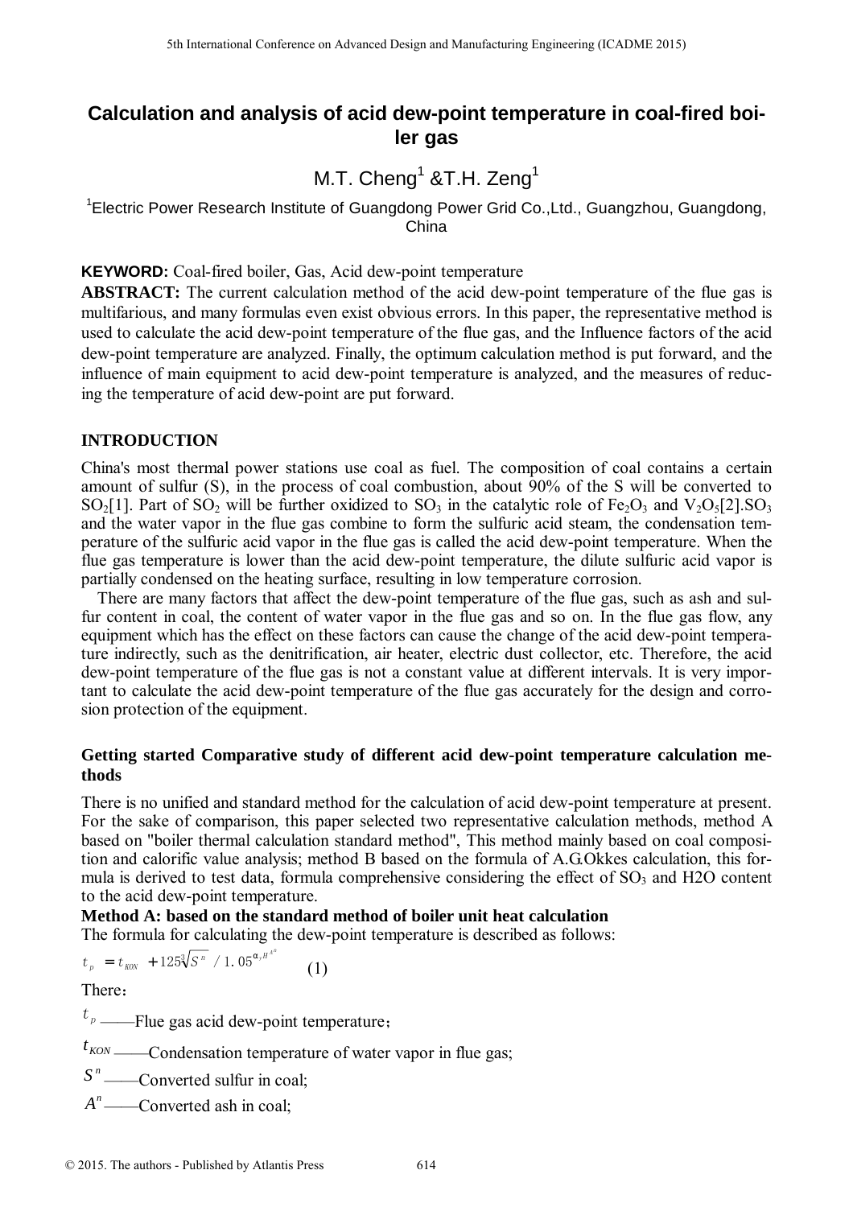# Calculation and analysis of acid dew-point temperature in coal-fired boiler gas

M.T. Cheng[1] &T.H. Zeng[1]

[1]Electric Power Research Institute of Guangdong Power Grid Co.,Ltd., Guangzhou, Guangdong, China

**KEYWORD:** Coal-fired boiler, Gas, Acid dew-point temperature

**ABSTRACT:** The current calculation method of the acid dew-point temperature of the flue gas is multifarious, and many formulas even exist obvious errors. In this paper, the representative method is used to calculate the acid dew-point temperature of the flue gas, and the Influence factors of the acid dew-point temperature are analyzed. Finally, the optimum calculation method is put forward, and the influence of main equipment to acid dew-point temperature is analyzed, and the measures of reducing the temperature of acid dew-point are put forward.

## INTRODUCTION

China's most thermal power stations use coal as fuel. The composition of coal contains a certain amount of sulfur (S), in the process of coal combustion, about 90% of the S will be converted to $SO_2$[1]. Part of $SO_2$ will be further oxidized to $SO_3$ in the catalytic role of $Fe_2O_3$ and $V_2O_5$[2].$SO_3$ and the water vapor in the flue gas combine to form the sulfuric acid steam, the condensation temperature of the sulfuric acid vapor in the flue gas is called the acid dew-point temperature. When the flue gas temperature is lower than the acid dew-point temperature, the dilute sulfuric acid vapor is partially condensed on the heating surface, resulting in low temperature corrosion.

There are many factors that affect the dew-point temperature of the flue gas, such as ash and sulfur content in coal, the content of water vapor in the flue gas and so on. In the flue gas flow, any equipment which has the effect on these factors can cause the change of the acid dew-point temperature indirectly, such as the denitrification, air heater, electric dust collector, etc. Therefore, the acid dew-point temperature of the flue gas is not a constant value at different intervals. It is very important to calculate the acid dew-point temperature of the flue gas accurately for the design and corrosion protection of the equipment.

### Getting started Comparative study of different acid dew-point temperature calculation methods

There is no unified and standard method for the calculation of acid dew-point temperature at present. For the sake of comparison, this paper selected two representative calculation methods, method A based on "boiler thermal calculation standard method", This method mainly based on coal composition and calorific value analysis; method B based on the formula of A.G.Okkes calculation, this formula is derived to test data, formula comprehensive considering the effect of $SO_3$ and H2O content to the acid dew-point temperature.

**Method A: based on the standard method of boiler unit heat calculation**

The formula for calculating the dew-point temperature is described as follows:

$$t_p = t_{KON} + 125\sqrt[3]{S^n} \,/\, 1.05^{\alpha_{fH}A^n} \qquad (1)$$

There：

$t_p$ ——Flue gas acid dew-point temperature；

$t_{KON}$ ——Condensation temperature of water vapor in flue gas;

$S^n$ ——Converted sulfur in coal;

$A^n$ ——Converted ash in coal;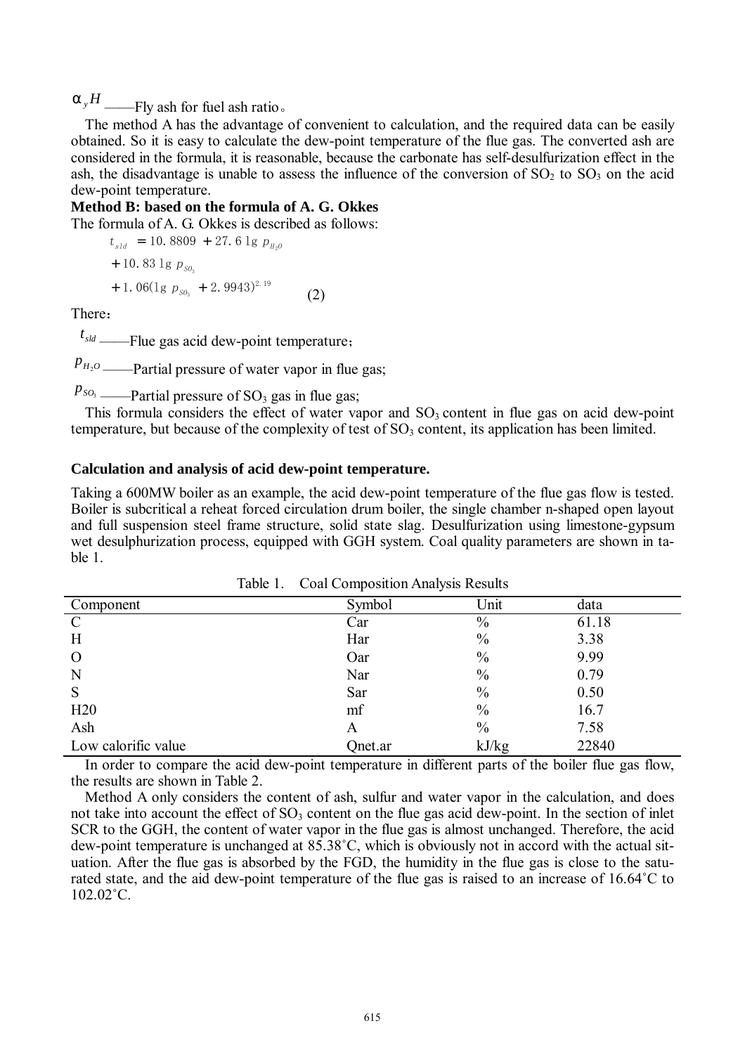$\alpha_y H$ ——Fly ash for fuel ash ratio。

The method A has the advantage of convenient to calculation, and the required data can be easily obtained. So it is easy to calculate the dew-point temperature of the flue gas. The converted ash are considered in the formula, it is reasonable, because the carbonate has self-desulfurization effect in the ash, the disadvantage is unable to assess the influence of the conversion of $SO_2$ to $SO_3$ on the acid dew-point temperature.

**Method B: based on the formula of A. G. Okkes**

The formula of A. G. Okkes is described as follows:

$$t_{sld} = 10.8809 + 27.6 \lg p_{H_2O} + 10.83 \lg p_{SO_3} + 1.06(\lg p_{SO_3} + 2.9943)^{2.19} \quad (2)$$

There：

$t_{sld}$ ——Flue gas acid dew-point temperature；

$p_{H_2O}$ ——Partial pressure of water vapor in flue gas;

$p_{SO_3}$ ——Partial pressure of $SO_3$ gas in flue gas;

This formula considers the effect of water vapor and $SO_3$ content in flue gas on acid dew-point temperature, but because of the complexity of test of $SO_3$ content, its application has been limited.

**Calculation and analysis of acid dew-point temperature.**

Taking a 600MW boiler as an example, the acid dew-point temperature of the flue gas flow is tested. Boiler is subcritical a reheat forced circulation drum boiler, the single chamber n-shaped open layout and full suspension steel frame structure, solid state slag. Desulfurization using limestone-gypsum wet desulphurization process, equipped with GGH system. Coal quality parameters are shown in table 1.

Table 1. Coal Composition Analysis Results

| Component | Symbol | Unit | data |
|---|---|---|---|
| C | Car | % | 61.18 |
| H | Har | % | 3.38 |
| O | Oar | % | 9.99 |
| N | Nar | % | 0.79 |
| S | Sar | % | 0.50 |
| H20 | mf | % | 16.7 |
| Ash | A | % | 7.58 |
| Low calorific value | Qnet.ar | kJ/kg | 22840 |

In order to compare the acid dew-point temperature in different parts of the boiler flue gas flow, the results are shown in Table 2.

Method A only considers the content of ash, sulfur and water vapor in the calculation, and does not take into account the effect of $SO_3$ content on the flue gas acid dew-point. In the section of inlet SCR to the GGH, the content of water vapor in the flue gas is almost unchanged. Therefore, the acid dew-point temperature is unchanged at 85.38˚C, which is obviously not in accord with the actual situation. After the flue gas is absorbed by the FGD, the humidity in the flue gas is close to the saturated state, and the aid dew-point temperature of the flue gas is raised to an increase of 16.64˚C to 102.02˚C.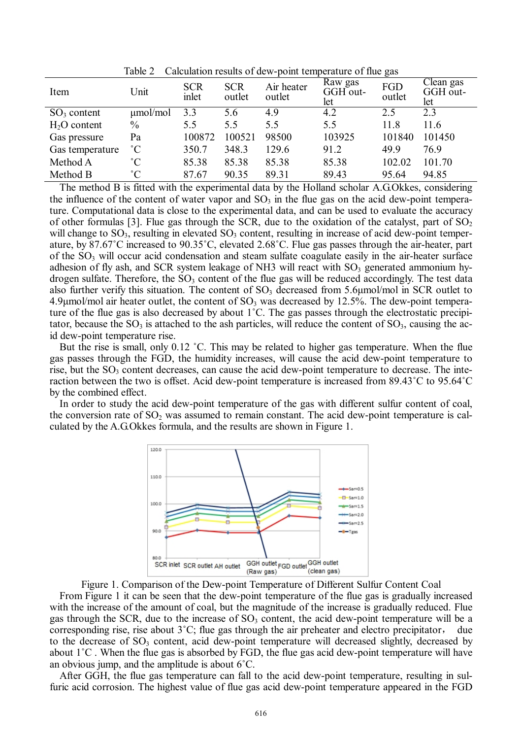Table 2 Calculation results of dew-point temperature of flue gas

| Item | Unit | SCR inlet | SCR outlet | Air heater outlet | Raw gas GGH outlet | FGD outlet | Clean gas GGH outlet |
|---|---|---|---|---|---|---|---|
| $SO_3$ content | μmol/mol | 3.3 | 5.6 | 4.9 | 4.2 | 2.5 | 2.3 |
| $H_2O$ content | % | 5.5 | 5.5 | 5.5 | 5.5 | 11.8 | 11.6 |
| Gas pressure | Pa | 100872 | 100521 | 98500 | 103925 | 101840 | 101450 |
| Gas temperature | ˚C | 350.7 | 348.3 | 129.6 | 91.2 | 49.9 | 76.9 |
| Method A | ˚C | 85.38 | 85.38 | 85.38 | 85.38 | 102.02 | 101.70 |
| Method B | ˚C | 87.67 | 90.35 | 89.31 | 89.43 | 95.64 | 94.85 |

The method B is fitted with the experimental data by the Holland scholar A.G.Okkes, considering the influence of the content of water vapor and $SO_3$ in the flue gas on the acid dew-point temperature. Computational data is close to the experimental data, and can be used to evaluate the accuracy of other formulas [3]. Flue gas through the SCR, due to the oxidation of the catalyst, part of $SO_2$ will change to $SO_3$, resulting in elevated $SO_3$ content, resulting in increase of acid dew-point temperature, by 87.67˚C increased to 90.35˚C, elevated 2.68˚C. Flue gas passes through the air-heater, part of the $SO_3$ will occur acid condensation and steam sulfate coagulate easily in the air-heater surface adhesion of fly ash, and SCR system leakage of NH3 will react with $SO_3$ generated ammonium hydrogen sulfate. Therefore, the $SO_3$ content of the flue gas will be reduced accordingly. The test data also further verify this situation. The content of $SO_3$ decreased from 5.6μmol/mol in SCR outlet to 4.9μmol/mol air heater outlet, the content of $SO_3$ was decreased by 12.5%. The dew-point temperature of the flue gas is also decreased by about 1˚C. The gas passes through the electrostatic precipitator, because the $SO_3$ is attached to the ash particles, will reduce the content of $SO_3$, causing the acid dew-point temperature rise.

But the rise is small, only 0.12 ˚C. This may be related to higher gas temperature. When the flue gas passes through the FGD, the humidity increases, will cause the acid dew-point temperature to rise, but the $SO_3$ content decreases, can cause the acid dew-point temperature to decrease. The interaction between the two is offset. Acid dew-point temperature is increased from 89.43˚C to 95.64˚C by the combined effect.

In order to study the acid dew-point temperature of the gas with different sulfur content of coal, the conversion rate of $SO_2$ was assumed to remain constant. The acid dew-point temperature is calculated by the A.G.Okkes formula, and the results are shown in Figure 1.

Figure 1. Comparison of the Dew-point Temperature of Different Sulfur Content Coal

From Figure 1 it can be seen that the dew-point temperature of the flue gas is gradually increased with the increase of the amount of coal, but the magnitude of the increase is gradually reduced. Flue gas through the SCR, due to the increase of $SO_3$ content, the acid dew-point temperature will be a corresponding rise, rise about 3˚C; flue gas through the air preheater and electro precipitator， due to the decrease of $SO_3$ content, acid dew-point temperature will decreased slightly, decreased by about 1˚C . When the flue gas is absorbed by FGD, the flue gas acid dew-point temperature will have an obvious jump, and the amplitude is about 6˚C.

After GGH, the flue gas temperature can fall to the acid dew-point temperature, resulting in sulfuric acid corrosion. The highest value of flue gas acid dew-point temperature appeared in the FGD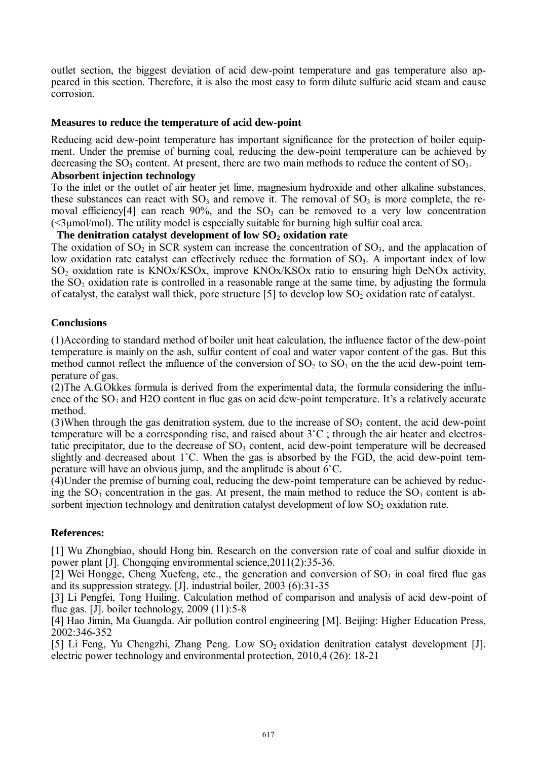outlet section, the biggest deviation of acid dew-point temperature and gas temperature also appeared in this section. Therefore, it is also the most easy to form dilute sulfuric acid steam and cause corrosion.

## Measures to reduce the temperature of acid dew-point

Reducing acid dew-point temperature has important significance for the protection of boiler equipment. Under the premise of burning coal, reducing the dew-point temperature can be achieved by decreasing the $SO_3$ content. At present, there are two main methods to reduce the content of $SO_3$.

### Absorbent injection technology

To the inlet or the outlet of air heater jet lime, magnesium hydroxide and other alkaline substances, these substances can react with $SO_3$ and remove it. The removal of $SO_3$ is more complete, the removal efficiency[4] can reach 90%, and the $SO_3$ can be removed to a very low concentration (<3μmol/mol). The utility model is especially suitable for burning high sulfur coal area.

### The denitration catalyst development of low $SO_2$ oxidation rate

The oxidation of $SO_2$ in SCR system can increase the concentration of $SO_3$, and the applacation of low oxidation rate catalyst can effectively reduce the formation of $SO_3$. A important index of low $SO_2$ oxidation rate is KNOx/KSOx, improve KNOx/KSOx ratio to ensuring high DeNOx activity, the $SO_2$ oxidation rate is controlled in a reasonable range at the same time, by adjusting the formula of catalyst, the catalyst wall thick, pore structure [5] to develop low $SO_2$ oxidation rate of catalyst.

## Conclusions

(1)According to standard method of boiler unit heat calculation, the influence factor of the dew-point temperature is mainly on the ash, sulfur content of coal and water vapor content of the gas. But this method cannot reflect the influence of the conversion of $SO_2$ to $SO_3$ on the the acid dew-point temperature of gas.

(2)The A.G.Okkes formula is derived from the experimental data, the formula considering the influence of the $SO_3$ and H2O content in flue gas on acid dew-point temperature. It's a relatively accurate method.

(3)When through the gas denitration system, due to the increase of $SO_3$ content, the acid dew-point temperature will be a corresponding rise, and raised about 3˚C ; through the air heater and electrostatic precipitator, due to the decrease of $SO_3$ content, acid dew-point temperature will be decreased slightly and decreased about 1˚C. When the gas is absorbed by the FGD, the acid dew-point temperature will have an obvious jump, and the amplitude is about 6˚C.

(4)Under the premise of burning coal, reducing the dew-point temperature can be achieved by reducing the $SO_3$ concentration in the gas. At present, the main method to reduce the $SO_3$ content is absorbent injection technology and denitration catalyst development of low $SO_2$ oxidation rate.

## References:

[1] Wu Zhongbiao, should Hong bin. Research on the conversion rate of coal and sulfur dioxide in power plant [J]. Chongqing environmental science,2011(2):35-36.

[2] Wei Hongge, Cheng Xuefeng, etc., the generation and conversion of $SO_3$ in coal fired flue gas and its suppression strategy. [J]. industrial boiler, 2003 (6):31-35

[3] Li Pengfei, Tong Huiling. Calculation method of comparison and analysis of acid dew-point of flue gas. [J]. boiler technology, 2009 (11):5-8

[4] Hao Jimin, Ma Guangda. Air pollution control engineering [M]. Beijing: Higher Education Press, 2002:346-352

[5] Li Feng, Yu Chengzhi, Zhang Peng. Low $SO_2$ oxidation denitration catalyst development [J]. electric power technology and environmental protection, 2010,4 (26): 18-21